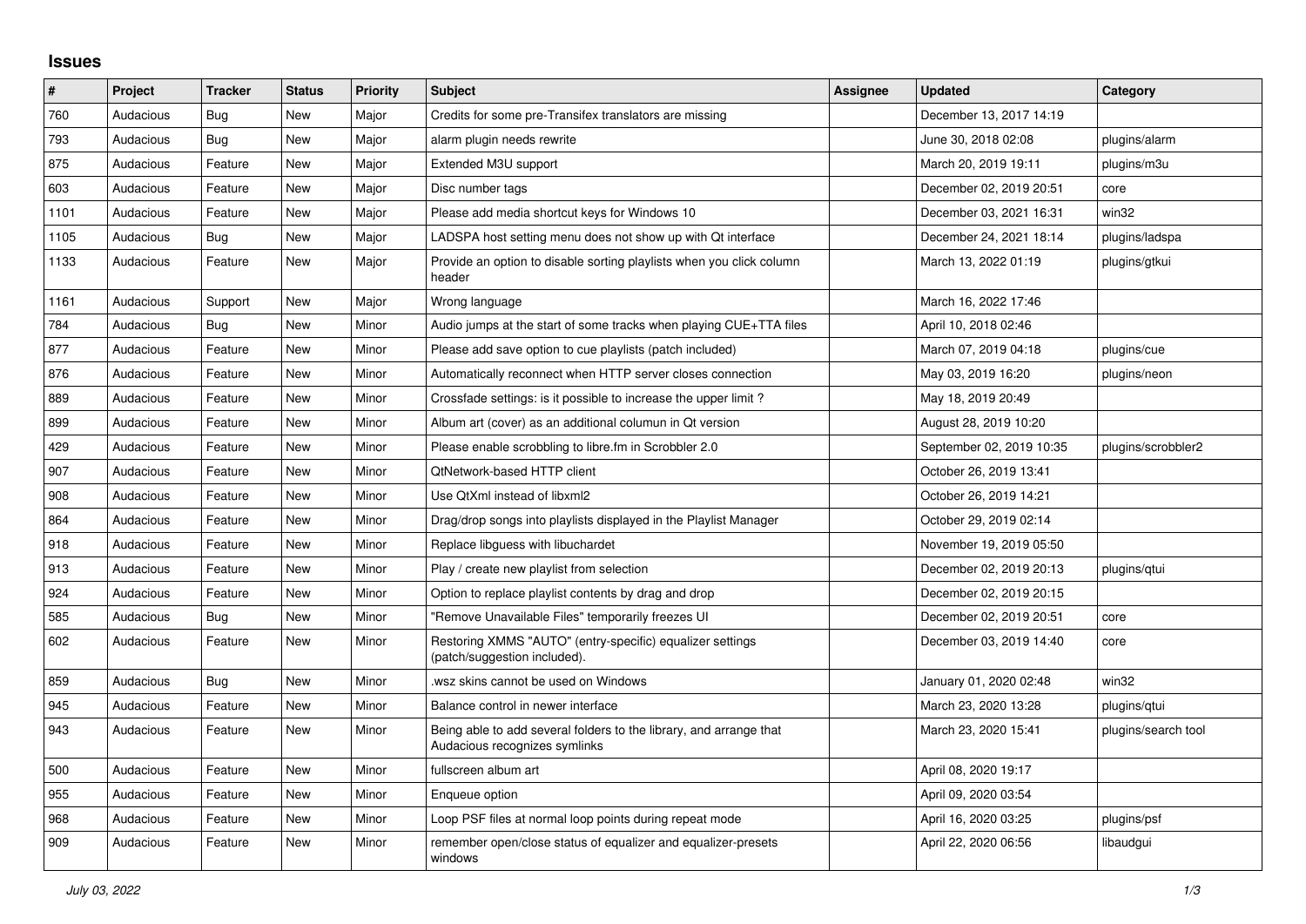## Issues

| # | Project | Tracker | Status | Priority | Subject | Assignee | Updated | Category |
|---|---|---|---|---|---|---|---|---|
| 760 | Audacious | Bug | New | Major | Credits for some pre-Transifex translators are missing | | December 13, 2017 14:19 | |
| 793 | Audacious | Bug | New | Major | alarm plugin needs rewrite | | June 30, 2018 02:08 | plugins/alarm |
| 875 | Audacious | Feature | New | Major | Extended M3U support | | March 20, 2019 19:11 | plugins/m3u |
| 603 | Audacious | Feature | New | Major | Disc number tags | | December 02, 2019 20:51 | core |
| 1101 | Audacious | Feature | New | Major | Please add media shortcut keys for Windows 10 | | December 03, 2021 16:31 | win32 |
| 1105 | Audacious | Bug | New | Major | LADSPA host setting menu does not show up with Qt interface | | December 24, 2021 18:14 | plugins/ladspa |
| 1133 | Audacious | Feature | New | Major | Provide an option to disable sorting playlists when you click column header | | March 13, 2022 01:19 | plugins/gtkui |
| 1161 | Audacious | Support | New | Major | Wrong language | | March 16, 2022 17:46 | |
| 784 | Audacious | Bug | New | Minor | Audio jumps at the start of some tracks when playing CUE+TTA files | | April 10, 2018 02:46 | |
| 877 | Audacious | Feature | New | Minor | Please add save option to cue playlists (patch included) | | March 07, 2019 04:18 | plugins/cue |
| 876 | Audacious | Feature | New | Minor | Automatically reconnect when HTTP server closes connection | | May 03, 2019 16:20 | plugins/neon |
| 889 | Audacious | Feature | New | Minor | Crossfade settings: is it possible to increase the upper limit ? | | May 18, 2019 20:49 | |
| 899 | Audacious | Feature | New | Minor | Album art (cover) as an additional columun in Qt version | | August 28, 2019 10:20 | |
| 429 | Audacious | Feature | New | Minor | Please enable scrobbling to libre.fm in Scrobbler 2.0 | | September 02, 2019 10:35 | plugins/scrobbler2 |
| 907 | Audacious | Feature | New | Minor | QtNetwork-based HTTP client | | October 26, 2019 13:41 | |
| 908 | Audacious | Feature | New | Minor | Use QtXml instead of libxml2 | | October 26, 2019 14:21 | |
| 864 | Audacious | Feature | New | Minor | Drag/drop songs into playlists displayed in the Playlist Manager | | October 29, 2019 02:14 | |
| 918 | Audacious | Feature | New | Minor | Replace libguess with libuchardet | | November 19, 2019 05:50 | |
| 913 | Audacious | Feature | New | Minor | Play / create new playlist from selection | | December 02, 2019 20:13 | plugins/qtui |
| 924 | Audacious | Feature | New | Minor | Option to replace playlist contents by drag and drop | | December 02, 2019 20:15 | |
| 585 | Audacious | Bug | New | Minor | "Remove Unavailable Files" temporarily freezes UI | | December 02, 2019 20:51 | core |
| 602 | Audacious | Feature | New | Minor | Restoring XMMS "AUTO" (entry-specific) equalizer settings (patch/suggestion included). | | December 03, 2019 14:40 | core |
| 859 | Audacious | Bug | New | Minor | .wsz skins cannot be used on Windows | | January 01, 2020 02:48 | win32 |
| 945 | Audacious | Feature | New | Minor | Balance control in newer interface | | March 23, 2020 13:28 | plugins/qtui |
| 943 | Audacious | Feature | New | Minor | Being able to add several folders to the library, and arrange that Audacious recognizes symlinks | | March 23, 2020 15:41 | plugins/search tool |
| 500 | Audacious | Feature | New | Minor | fullscreen album art | | April 08, 2020 19:17 | |
| 955 | Audacious | Feature | New | Minor | Enqueue option | | April 09, 2020 03:54 | |
| 968 | Audacious | Feature | New | Minor | Loop PSF files at normal loop points during repeat mode | | April 16, 2020 03:25 | plugins/psf |
| 909 | Audacious | Feature | New | Minor | remember open/close status of equalizer and equalizer-presets windows | | April 22, 2020 06:56 | libaudgui |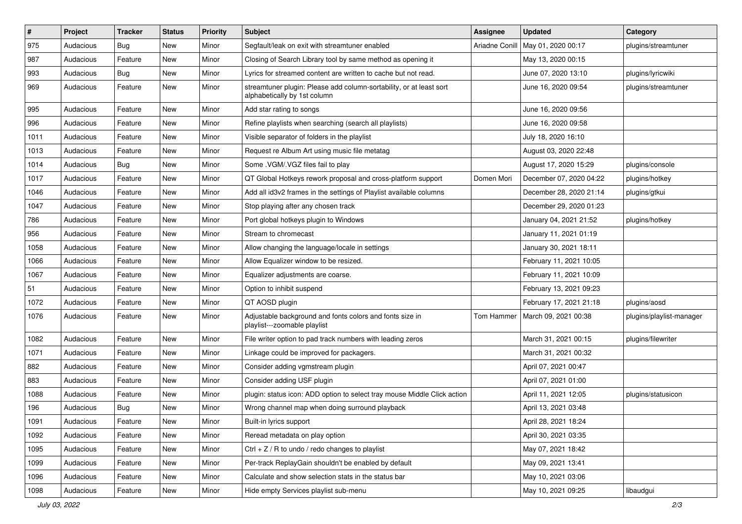| # | Project | Tracker | Status | Priority | Subject | Assignee | Updated | Category |
|---|---|---|---|---|---|---|---|---|
| 975 | Audacious | Bug | New | Minor | Segfault/leak on exit with streamtuner enabled | Ariadne Conill | May 01, 2020 00:17 | plugins/streamtuner |
| 987 | Audacious | Feature | New | Minor | Closing of Search Library tool by same method as opening it | | May 13, 2020 00:15 | |
| 993 | Audacious | Bug | New | Minor | Lyrics for streamed content are written to cache but not read. | | June 07, 2020 13:10 | plugins/lyricwiki |
| 969 | Audacious | Feature | New | Minor | streamtuner plugin: Please add column-sortability, or at least sort alphabetically by 1st column | | June 16, 2020 09:54 | plugins/streamtuner |
| 995 | Audacious | Feature | New | Minor | Add star rating to songs | | June 16, 2020 09:56 | |
| 996 | Audacious | Feature | New | Minor | Refine playlists when searching (search all playlists) | | June 16, 2020 09:58 | |
| 1011 | Audacious | Feature | New | Minor | Visible separator of folders in the playlist | | July 18, 2020 16:10 | |
| 1013 | Audacious | Feature | New | Minor | Request re Album Art using music file metatag | | August 03, 2020 22:48 | |
| 1014 | Audacious | Bug | New | Minor | Some .VGM/.VGZ files fail to play | | August 17, 2020 15:29 | plugins/console |
| 1017 | Audacious | Feature | New | Minor | QT Global Hotkeys rework proposal and cross-platform support | Domen Mori | December 07, 2020 04:22 | plugins/hotkey |
| 1046 | Audacious | Feature | New | Minor | Add all id3v2 frames in the settings of Playlist available columns | | December 28, 2020 21:14 | plugins/gtkui |
| 1047 | Audacious | Feature | New | Minor | Stop playing after any chosen track | | December 29, 2020 01:23 | |
| 786 | Audacious | Feature | New | Minor | Port global hotkeys plugin to Windows | | January 04, 2021 21:52 | plugins/hotkey |
| 956 | Audacious | Feature | New | Minor | Stream to chromecast | | January 11, 2021 01:19 | |
| 1058 | Audacious | Feature | New | Minor | Allow changing the language/locale in settings | | January 30, 2021 18:11 | |
| 1066 | Audacious | Feature | New | Minor | Allow Equalizer window to be resized. | | February 11, 2021 10:05 | |
| 1067 | Audacious | Feature | New | Minor | Equalizer adjustments are coarse. | | February 11, 2021 10:09 | |
| 51 | Audacious | Feature | New | Minor | Option to inhibit suspend | | February 13, 2021 09:23 | |
| 1072 | Audacious | Feature | New | Minor | QT AOSD plugin | | February 17, 2021 21:18 | plugins/aosd |
| 1076 | Audacious | Feature | New | Minor | Adjustable background and fonts colors and fonts size in playlist---zoomable playlist | Tom Hammer | March 09, 2021 00:38 | plugins/playlist-manager |
| 1082 | Audacious | Feature | New | Minor | File writer option to pad track numbers with leading zeros | | March 31, 2021 00:15 | plugins/filewriter |
| 1071 | Audacious | Feature | New | Minor | Linkage could be improved for packagers. | | March 31, 2021 00:32 | |
| 882 | Audacious | Feature | New | Minor | Consider adding vgmstream plugin | | April 07, 2021 00:47 | |
| 883 | Audacious | Feature | New | Minor | Consider adding USF plugin | | April 07, 2021 01:00 | |
| 1088 | Audacious | Feature | New | Minor | plugin: status icon: ADD option to select tray mouse Middle Click action | | April 11, 2021 12:05 | plugins/statusicon |
| 196 | Audacious | Bug | New | Minor | Wrong channel map when doing surround playback | | April 13, 2021 03:48 | |
| 1091 | Audacious | Feature | New | Minor | Built-in lyrics support | | April 28, 2021 18:24 | |
| 1092 | Audacious | Feature | New | Minor | Reread metadata on play option | | April 30, 2021 03:35 | |
| 1095 | Audacious | Feature | New | Minor | Ctrl + Z / R to undo / redo changes to playlist | | May 07, 2021 18:42 | |
| 1099 | Audacious | Feature | New | Minor | Per-track ReplayGain shouldn't be enabled by default | | May 09, 2021 13:41 | |
| 1096 | Audacious | Feature | New | Minor | Calculate and show selection stats in the status bar | | May 10, 2021 03:06 | |
| 1098 | Audacious | Feature | New | Minor | Hide empty Services playlist sub-menu | | May 10, 2021 09:25 | libaudgui |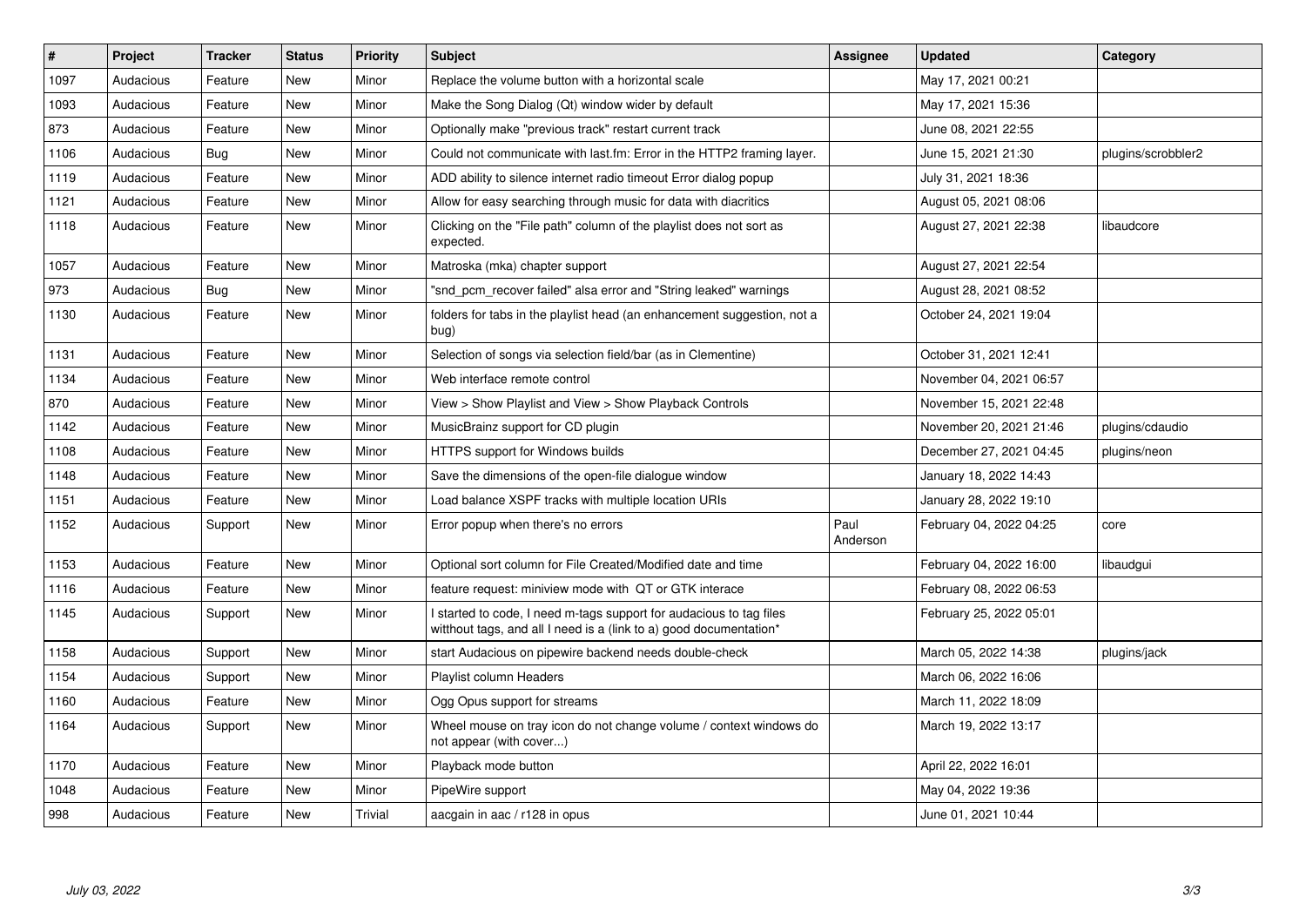| # | Project | Tracker | Status | Priority | Subject | Assignee | Updated | Category |
|---|---|---|---|---|---|---|---|---|
| 1097 | Audacious | Feature | New | Minor | Replace the volume button with a horizontal scale | | May 17, 2021 00:21 | |
| 1093 | Audacious | Feature | New | Minor | Make the Song Dialog (Qt) window wider by default | | May 17, 2021 15:36 | |
| 873 | Audacious | Feature | New | Minor | Optionally make "previous track" restart current track | | June 08, 2021 22:55 | |
| 1106 | Audacious | Bug | New | Minor | Could not communicate with last.fm: Error in the HTTP2 framing layer. | | June 15, 2021 21:30 | plugins/scrobbler2 |
| 1119 | Audacious | Feature | New | Minor | ADD ability to silence internet radio timeout Error dialog popup | | July 31, 2021 18:36 | |
| 1121 | Audacious | Feature | New | Minor | Allow for easy searching through music for data with diacritics | | August 05, 2021 08:06 | |
| 1118 | Audacious | Feature | New | Minor | Clicking on the "File path" column of the playlist does not sort as expected. | | August 27, 2021 22:38 | libaudcore |
| 1057 | Audacious | Feature | New | Minor | Matroska (mka) chapter support | | August 27, 2021 22:54 | |
| 973 | Audacious | Bug | New | Minor | "snd_pcm_recover failed" alsa error and "String leaked" warnings | | August 28, 2021 08:52 | |
| 1130 | Audacious | Feature | New | Minor | folders for tabs in the playlist head (an enhancement suggestion, not a bug) | | October 24, 2021 19:04 | |
| 1131 | Audacious | Feature | New | Minor | Selection of songs via selection field/bar (as in Clementine) | | October 31, 2021 12:41 | |
| 1134 | Audacious | Feature | New | Minor | Web interface remote control | | November 04, 2021 06:57 | |
| 870 | Audacious | Feature | New | Minor | View > Show Playlist and View > Show Playback Controls | | November 15, 2021 22:48 | |
| 1142 | Audacious | Feature | New | Minor | MusicBrainz support for CD plugin | | November 20, 2021 21:46 | plugins/cdaudio |
| 1108 | Audacious | Feature | New | Minor | HTTPS support for Windows builds | | December 27, 2021 04:45 | plugins/neon |
| 1148 | Audacious | Feature | New | Minor | Save the dimensions of the open-file dialogue window | | January 18, 2022 14:43 | |
| 1151 | Audacious | Feature | New | Minor | Load balance XSPF tracks with multiple location URIs | | January 28, 2022 19:10 | |
| 1152 | Audacious | Support | New | Minor | Error popup when there's no errors | Paul Anderson | February 04, 2022 04:25 | core |
| 1153 | Audacious | Feature | New | Minor | Optional sort column for File Created/Modified date and time | | February 04, 2022 16:00 | libaudgui |
| 1116 | Audacious | Feature | New | Minor | feature request: miniview mode with QT or GTK interace | | February 08, 2022 06:53 | |
| 1145 | Audacious | Support | New | Minor | I started to code, I need m-tags support for audacious to tag files witthout tags, and all I need is a (link to a) good documentation* | | February 25, 2022 05:01 | |
| 1158 | Audacious | Support | New | Minor | start Audacious on pipewire backend needs double-check | | March 05, 2022 14:38 | plugins/jack |
| 1154 | Audacious | Support | New | Minor | Playlist column Headers | | March 06, 2022 16:06 | |
| 1160 | Audacious | Feature | New | Minor | Ogg Opus support for streams | | March 11, 2022 18:09 | |
| 1164 | Audacious | Support | New | Minor | Wheel mouse on tray icon do not change volume / context windows do not appear (with cover...) | | March 19, 2022 13:17 | |
| 1170 | Audacious | Feature | New | Minor | Playback mode button | | April 22, 2022 16:01 | |
| 1048 | Audacious | Feature | New | Minor | PipeWire support | | May 04, 2022 19:36 | |
| 998 | Audacious | Feature | New | Trivial | aacgain in aac / r128 in opus | | June 01, 2021 10:44 | |

*July 03, 2022*